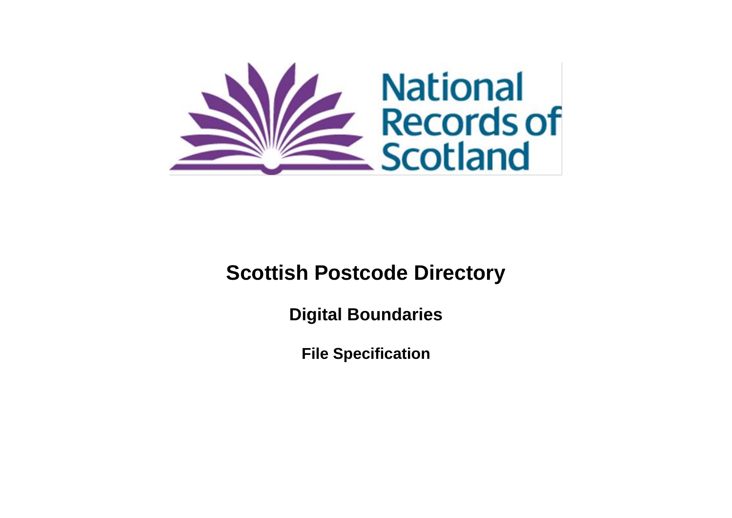National Records of Scotland

# Scottish Postcode Directory

## Digital Boundaries

### File Specification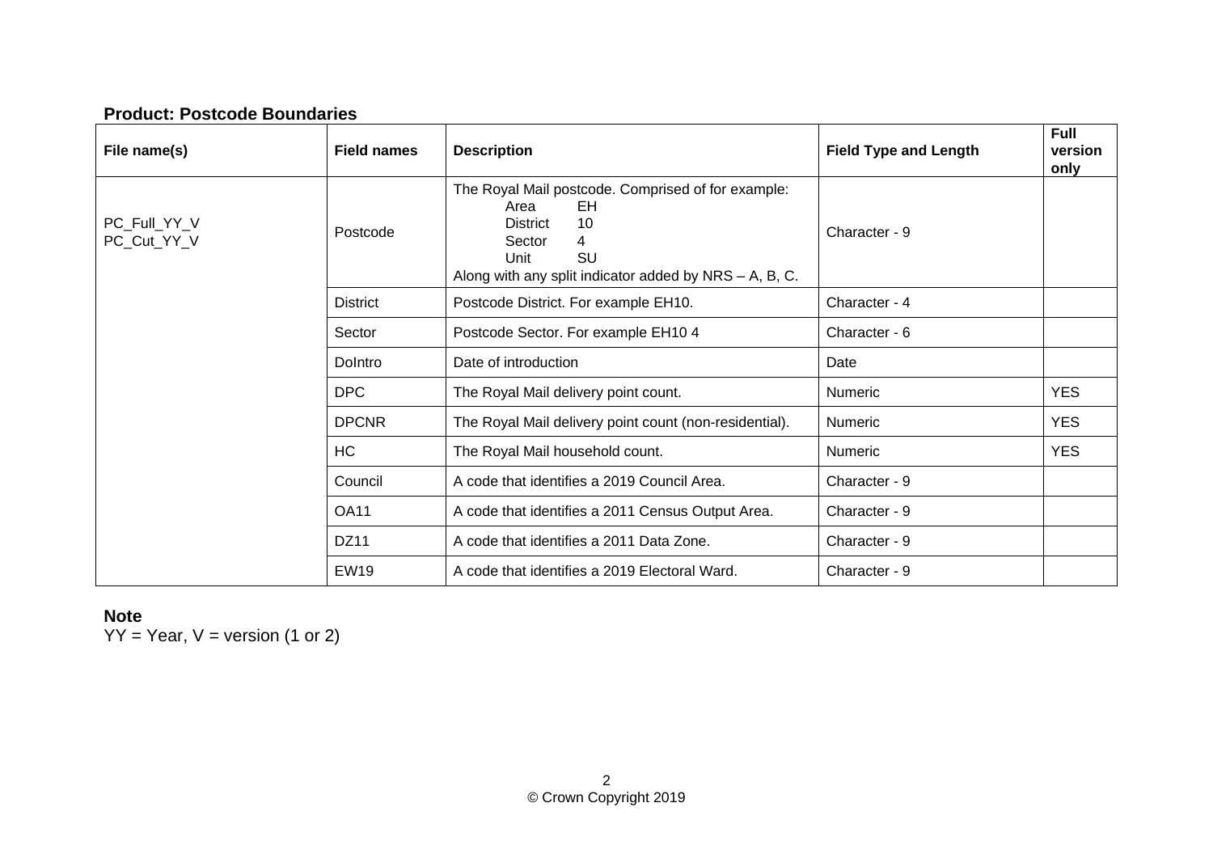**Product: Postcode Boundaries**

| File name(s) | Field names | Description | Field Type and Length | Full version only |
|---|---|---|---|---|
| PC_Full_YY_V<br>PC_Cut_YY_V | Postcode | The Royal Mail postcode. Comprised of for example:<br>Area EH<br>District 10<br>Sector 4<br>Unit SU<br>Along with any split indicator added by NRS – A, B, C. | Character - 9 | |
| | District | Postcode District. For example EH10. | Character - 4 | |
| | Sector | Postcode Sector. For example EH10 4 | Character - 6 | |
| | DoIntro | Date of introduction | Date | |
| | DPC | The Royal Mail delivery point count. | Numeric | YES |
| | DPCNR | The Royal Mail delivery point count (non-residential). | Numeric | YES |
| | HC | The Royal Mail household count. | Numeric | YES |
| | Council | A code that identifies a 2019 Council Area. | Character - 9 | |
| | OA11 | A code that identifies a 2011 Census Output Area. | Character - 9 | |
| | DZ11 | A code that identifies a 2011 Data Zone. | Character - 9 | |
| | EW19 | A code that identifies a 2019 Electoral Ward. | Character - 9 | |

**Note**

YY = Year, V = version (1 or 2)

© Crown Copyright 2019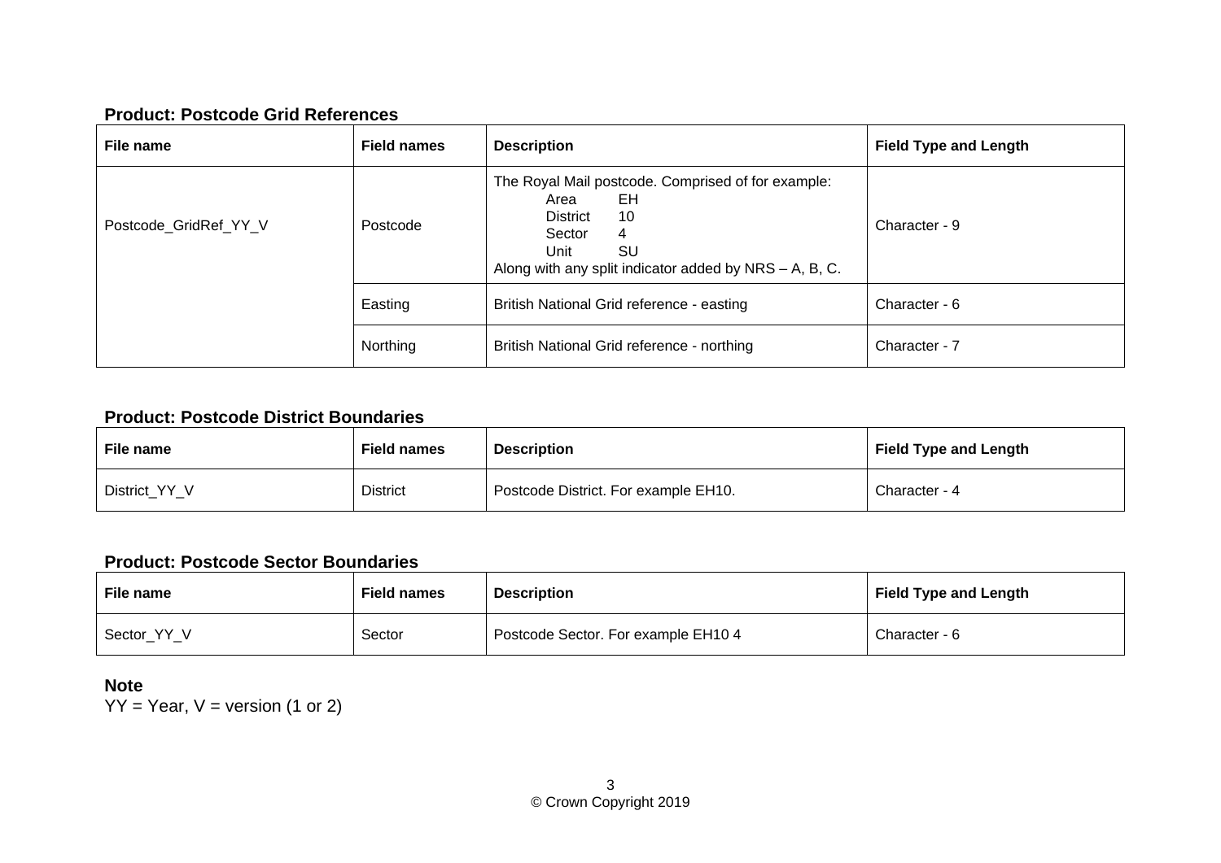**Product: Postcode Grid References**

| File name | Field names | Description | Field Type and Length |
|---|---|---|---|
| Postcode_GridRef_YY_V | Postcode | The Royal Mail postcode. Comprised of for example:<br>Area EH<br>District 10<br>Sector 4<br>Unit SU<br>Along with any split indicator added by NRS – A, B, C. | Character - 9 |
| | Easting | British National Grid reference - easting | Character - 6 |
| | Northing | British National Grid reference - northing | Character - 7 |

**Product: Postcode District Boundaries**

| File name | Field names | Description | Field Type and Length |
|---|---|---|---|
| District_YY_V | District | Postcode District. For example EH10. | Character - 4 |

**Product: Postcode Sector Boundaries**

| File name | Field names | Description | Field Type and Length |
|---|---|---|---|
| Sector_YY_V | Sector | Postcode Sector. For example EH10 4 | Character - 6 |

**Note**

YY = Year, V = version (1 or 2)

© Crown Copyright 2019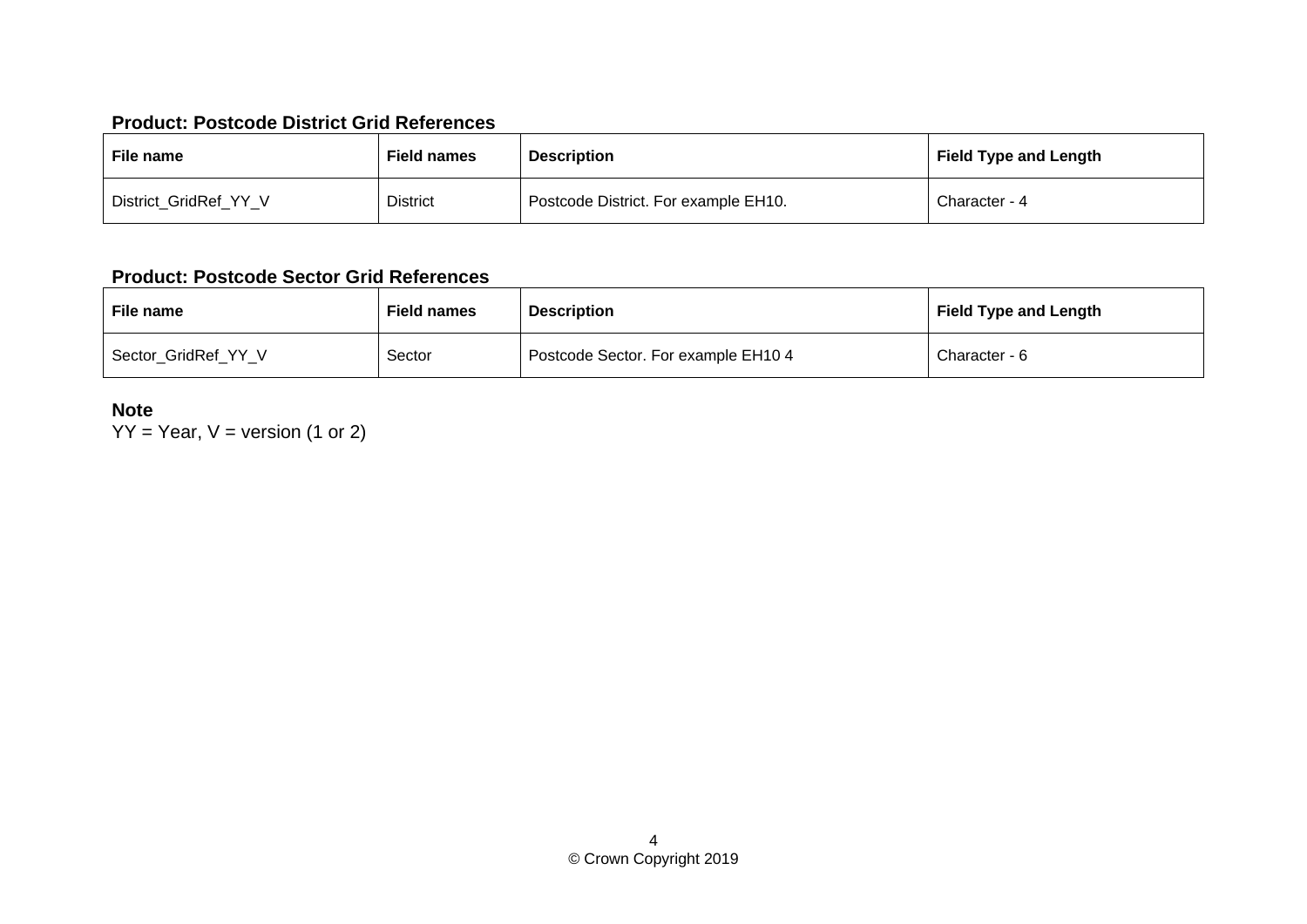**Product: Postcode District Grid References**

| File name | Field names | Description | Field Type and Length |
|---|---|---|---|
| District_GridRef_YY_V | District | Postcode District. For example EH10. | Character - 4 |

**Product: Postcode Sector Grid References**

| File name | Field names | Description | Field Type and Length |
|---|---|---|---|
| Sector_GridRef_YY_V | Sector | Postcode Sector. For example EH10 4 | Character - 6 |

**Note**

YY = Year, V = version (1 or 2)

© Crown Copyright 2019